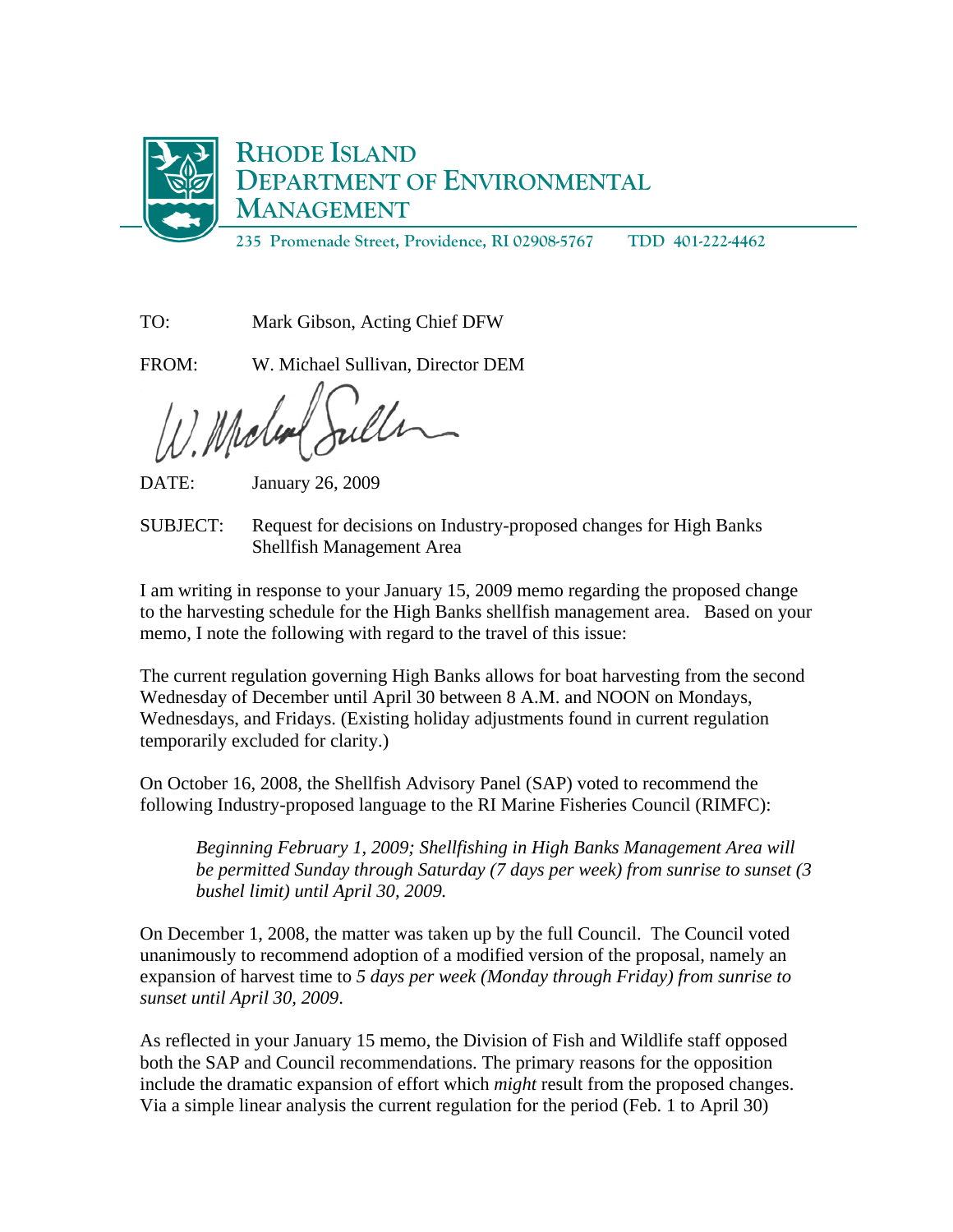# RHODE ISLAND DEPARTMENT OF ENVIRONMENTAL MANAGEMENT

235 Promenade Street, Providence, RI 02908-5767 TDD 401-222-4462

TO: Mark Gibson, Acting Chief DFW

FROM: W. Michael Sullivan, Director DEM

DATE: January 26, 2009

SUBJECT: Request for decisions on Industry-proposed changes for High Banks Shellfish Management Area

I am writing in response to your January 15, 2009 memo regarding the proposed change to the harvesting schedule for the High Banks shellfish management area. Based on your memo, I note the following with regard to the travel of this issue:

The current regulation governing High Banks allows for boat harvesting from the second Wednesday of December until April 30 between 8 A.M. and NOON on Mondays, Wednesdays, and Fridays. (Existing holiday adjustments found in current regulation temporarily excluded for clarity.)

On October 16, 2008, the Shellfish Advisory Panel (SAP) voted to recommend the following Industry-proposed language to the RI Marine Fisheries Council (RIMFC):

> *Beginning February 1, 2009; Shellfishing in High Banks Management Area will be permitted Sunday through Saturday (7 days per week) from sunrise to sunset (3 bushel limit) until April 30, 2009.*

On December 1, 2008, the matter was taken up by the full Council. The Council voted unanimously to recommend adoption of a modified version of the proposal, namely an expansion of harvest time to *5 days per week (Monday through Friday) from sunrise to sunset until April 30, 2009*.

As reflected in your January 15 memo, the Division of Fish and Wildlife staff opposed both the SAP and Council recommendations. The primary reasons for the opposition include the dramatic expansion of effort which *might* result from the proposed changes. Via a simple linear analysis the current regulation for the period (Feb. 1 to April 30)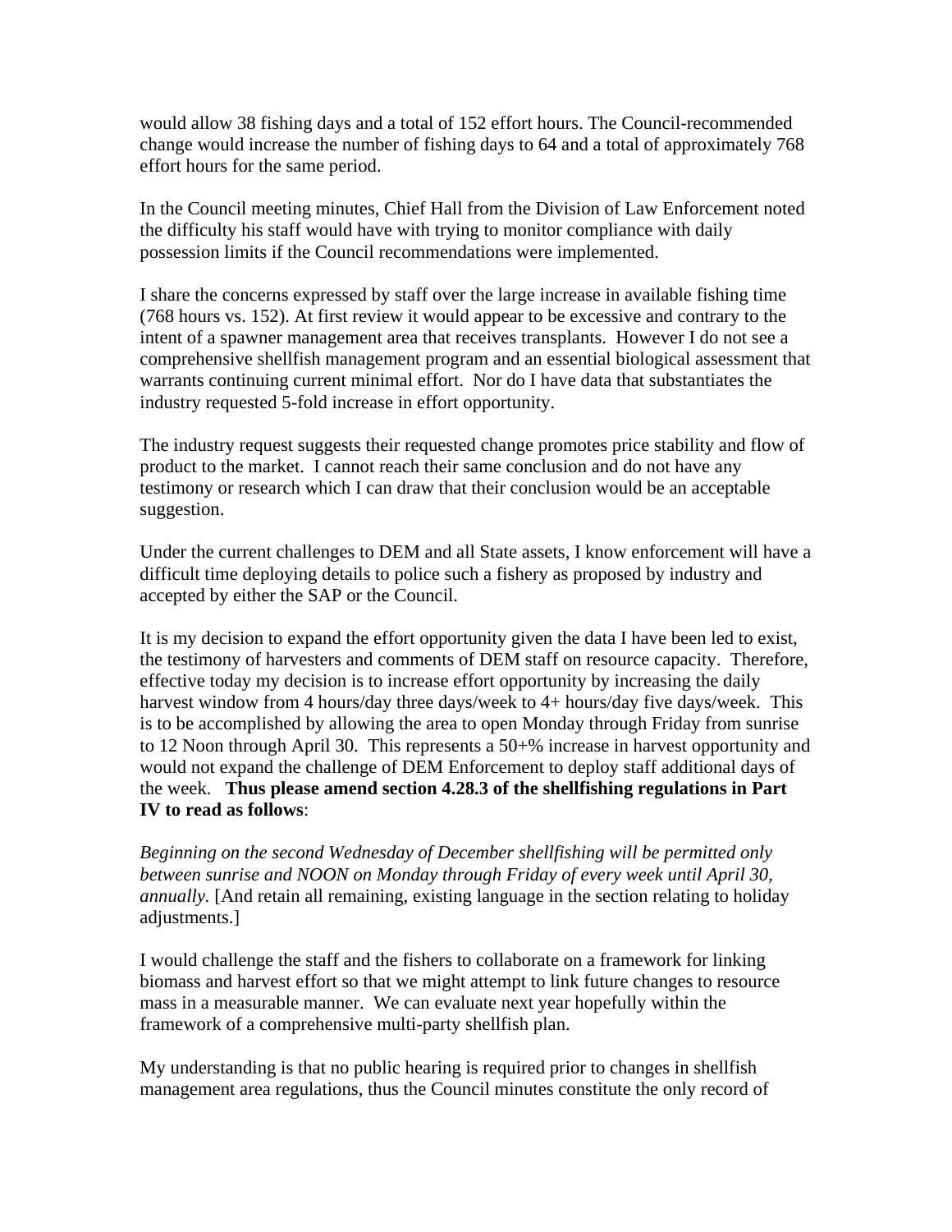would allow 38 fishing days and a total of 152 effort hours. The Council-recommended change would increase the number of fishing days to 64 and a total of approximately 768 effort hours for the same period.

In the Council meeting minutes, Chief Hall from the Division of Law Enforcement noted the difficulty his staff would have with trying to monitor compliance with daily possession limits if the Council recommendations were implemented.

I share the concerns expressed by staff over the large increase in available fishing time (768 hours vs. 152). At first review it would appear to be excessive and contrary to the intent of a spawner management area that receives transplants. However I do not see a comprehensive shellfish management program and an essential biological assessment that warrants continuing current minimal effort. Nor do I have data that substantiates the industry requested 5-fold increase in effort opportunity.

The industry request suggests their requested change promotes price stability and flow of product to the market. I cannot reach their same conclusion and do not have any testimony or research which I can draw that their conclusion would be an acceptable suggestion.

Under the current challenges to DEM and all State assets, I know enforcement will have a difficult time deploying details to police such a fishery as proposed by industry and accepted by either the SAP or the Council.

It is my decision to expand the effort opportunity given the data I have been led to exist, the testimony of harvesters and comments of DEM staff on resource capacity. Therefore, effective today my decision is to increase effort opportunity by increasing the daily harvest window from 4 hours/day three days/week to 4+ hours/day five days/week. This is to be accomplished by allowing the area to open Monday through Friday from sunrise to 12 Noon through April 30. This represents a 50+% increase in harvest opportunity and would not expand the challenge of DEM Enforcement to deploy staff additional days of the week. **Thus please amend section 4.28.3 of the shellfishing regulations in Part IV to read as follows**:

*Beginning on the second Wednesday of December shellfishing will be permitted only between sunrise and NOON on Monday through Friday of every week until April 30, annually.* [And retain all remaining, existing language in the section relating to holiday adjustments.]

I would challenge the staff and the fishers to collaborate on a framework for linking biomass and harvest effort so that we might attempt to link future changes to resource mass in a measurable manner. We can evaluate next year hopefully within the framework of a comprehensive multi-party shellfish plan.

My understanding is that no public hearing is required prior to changes in shellfish management area regulations, thus the Council minutes constitute the only record of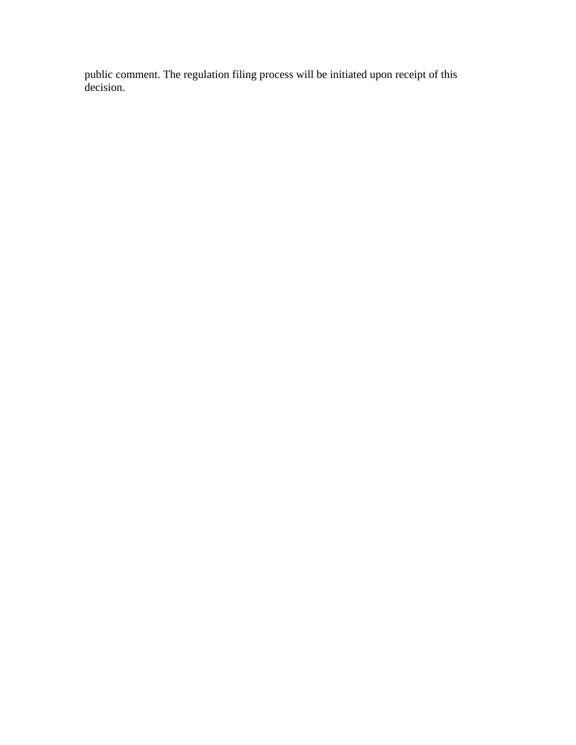public comment. The regulation filing process will be initiated upon receipt of this decision.